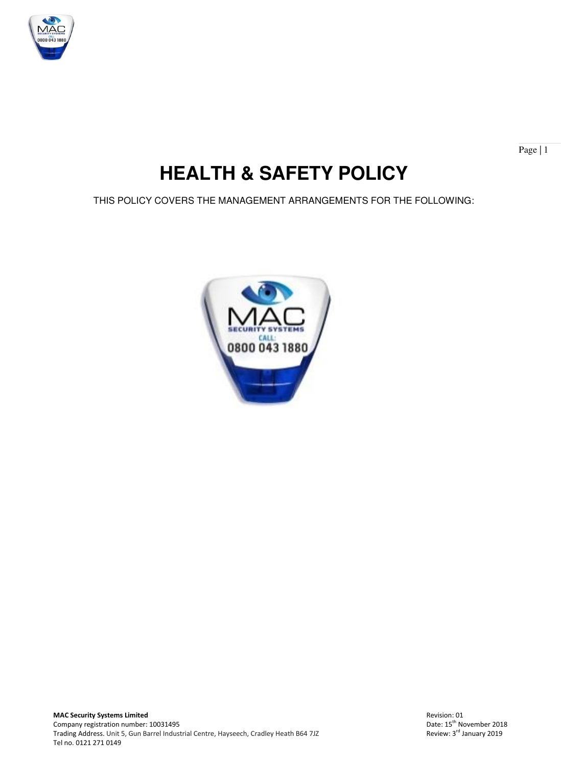# HEALTH & SAFETY POLICY

THIS POLICY COVERS THE MANAGEMENT ARRANGEMENTS FOR THE FOLLOWING:

**MAC Security Systems Limited**
Company registration number: 10031495
Trading Address. Unit 5, Gun Barrel Industrial Centre, Hayseech, Cradley Heath B64 7JZ
Tel no. 0121 271 0149

Revision: 01
Date: 15th November 2018
Review: 3rd January 2019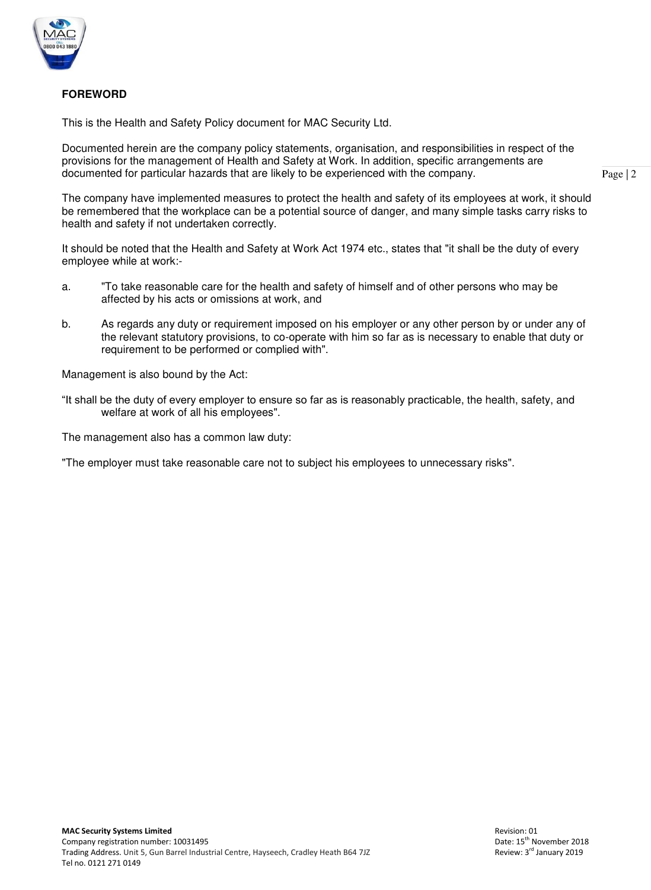## FOREWORD

This is the Health and Safety Policy document for MAC Security Ltd.

Documented herein are the company policy statements, organisation, and responsibilities in respect of the provisions for the management of Health and Safety at Work. In addition, specific arrangements are documented for particular hazards that are likely to be experienced with the company.

The company have implemented measures to protect the health and safety of its employees at work, it should be remembered that the workplace can be a potential source of danger, and many simple tasks carry risks to health and safety if not undertaken correctly.

It should be noted that the Health and Safety at Work Act 1974 etc., states that "it shall be the duty of every employee while at work:-

a. "To take reasonable care for the health and safety of himself and of other persons who may be affected by his acts or omissions at work, and

b. As regards any duty or requirement imposed on his employer or any other person by or under any of the relevant statutory provisions, to co-operate with him so far as is necessary to enable that duty or requirement to be performed or complied with".

Management is also bound by the Act:

"It shall be the duty of every employer to ensure so far as is reasonably practicable, the health, safety, and welfare at work of all his employees".

The management also has a common law duty:

"The employer must take reasonable care not to subject his employees to unnecessary risks".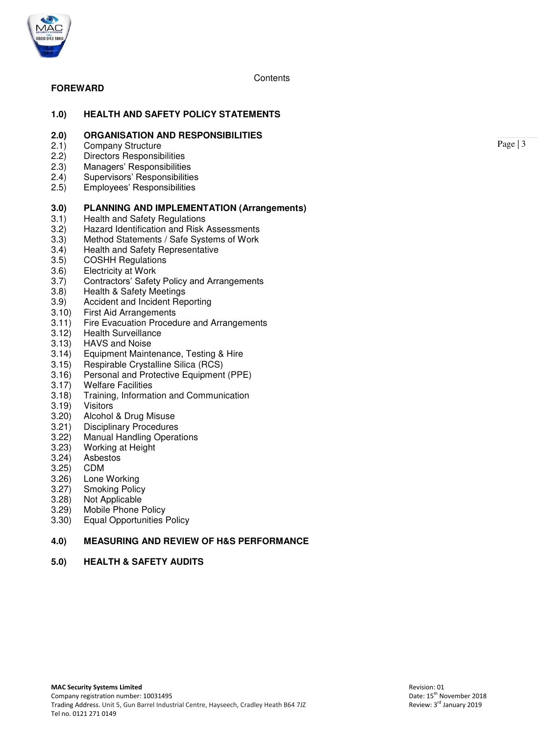Contents

**FOREWARD**

**1.0) HEALTH AND SAFETY POLICY STATEMENTS**

**2.0) ORGANISATION AND RESPONSIBILITIES**

2.1) Company Structure
2.2) Directors Responsibilities
2.3) Managers' Responsibilities
2.4) Supervisors' Responsibilities
2.5) Employees' Responsibilities

**3.0) PLANNING AND IMPLEMENTATION (Arrangements)**

3.1) Health and Safety Regulations
3.2) Hazard Identification and Risk Assessments
3.3) Method Statements / Safe Systems of Work
3.4) Health and Safety Representative
3.5) COSHH Regulations
3.6) Electricity at Work
3.7) Contractors' Safety Policy and Arrangements
3.8) Health & Safety Meetings
3.9) Accident and Incident Reporting
3.10) First Aid Arrangements
3.11) Fire Evacuation Procedure and Arrangements
3.12) Health Surveillance
3.13) HAVS and Noise
3.14) Equipment Maintenance, Testing & Hire
3.15) Respirable Crystalline Silica (RCS)
3.16) Personal and Protective Equipment (PPE)
3.17) Welfare Facilities
3.18) Training, Information and Communication
3.19) Visitors
3.20) Alcohol & Drug Misuse
3.21) Disciplinary Procedures
3.22) Manual Handling Operations
3.23) Working at Height
3.24) Asbestos
3.25) CDM
3.26) Lone Working
3.27) Smoking Policy
3.28) Not Applicable
3.29) Mobile Phone Policy
3.30) Equal Opportunities Policy

**4.0) MEASURING AND REVIEW OF H&S PERFORMANCE**

**5.0) HEALTH & SAFETY AUDITS**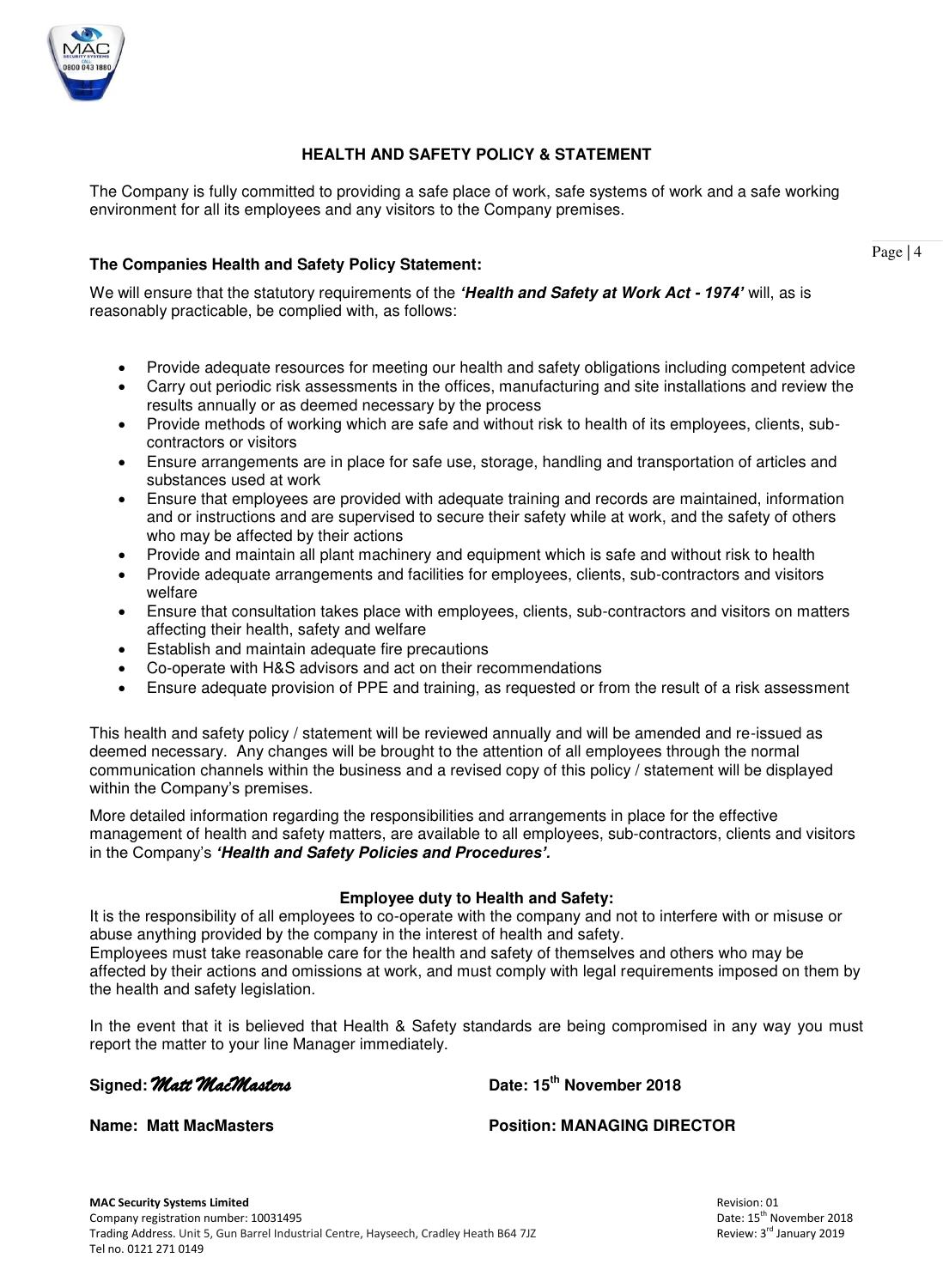## HEALTH AND SAFETY POLICY & STATEMENT

The Company is fully committed to providing a safe place of work, safe systems of work and a safe working environment for all its employees and any visitors to the Company premises.

**The Companies Health and Safety Policy Statement:**

We will ensure that the statutory requirements of the ***'Health and Safety at Work Act - 1974'*** will, as is reasonably practicable, be complied with, as follows:

- Provide adequate resources for meeting our health and safety obligations including competent advice
- Carry out periodic risk assessments in the offices, manufacturing and site installations and review the results annually or as deemed necessary by the process
- Provide methods of working which are safe and without risk to health of its employees, clients, sub-contractors or visitors
- Ensure arrangements are in place for safe use, storage, handling and transportation of articles and substances used at work
- Ensure that employees are provided with adequate training and records are maintained, information and or instructions and are supervised to secure their safety while at work, and the safety of others who may be affected by their actions
- Provide and maintain all plant machinery and equipment which is safe and without risk to health
- Provide adequate arrangements and facilities for employees, clients, sub-contractors and visitors welfare
- Ensure that consultation takes place with employees, clients, sub-contractors and visitors on matters affecting their health, safety and welfare
- Establish and maintain adequate fire precautions
- Co-operate with H&S advisors and act on their recommendations
- Ensure adequate provision of PPE and training, as requested or from the result of a risk assessment

This health and safety policy / statement will be reviewed annually and will be amended and re-issued as deemed necessary. Any changes will be brought to the attention of all employees through the normal communication channels within the business and a revised copy of this policy / statement will be displayed within the Company's premises.

More detailed information regarding the responsibilities and arrangements in place for the effective management of health and safety matters, are available to all employees, sub-contractors, clients and visitors in the Company's ***'Health and Safety Policies and Procedures'.***

**Employee duty to Health and Safety:**

It is the responsibility of all employees to co-operate with the company and not to interfere with or misuse or abuse anything provided by the company in the interest of health and safety.

Employees must take reasonable care for the health and safety of themselves and others who may be affected by their actions and omissions at work, and must comply with legal requirements imposed on them by the health and safety legislation.

In the event that it is believed that Health & Safety standards are being compromised in any way you must report the matter to your line Manager immediately.

**Signed:** *Matt MacMasters* **Date: 15th November 2018**

**Name: Matt MacMasters** **Position: MANAGING DIRECTOR**

**MAC Security Systems Limited**
Company registration number: 10031495
Trading Address. Unit 5, Gun Barrel Industrial Centre, Hayseech, Cradley Heath B64 7JZ
Tel no. 0121 271 0149

Revision: 01
Date: 15th November 2018
Review: 3rd January 2019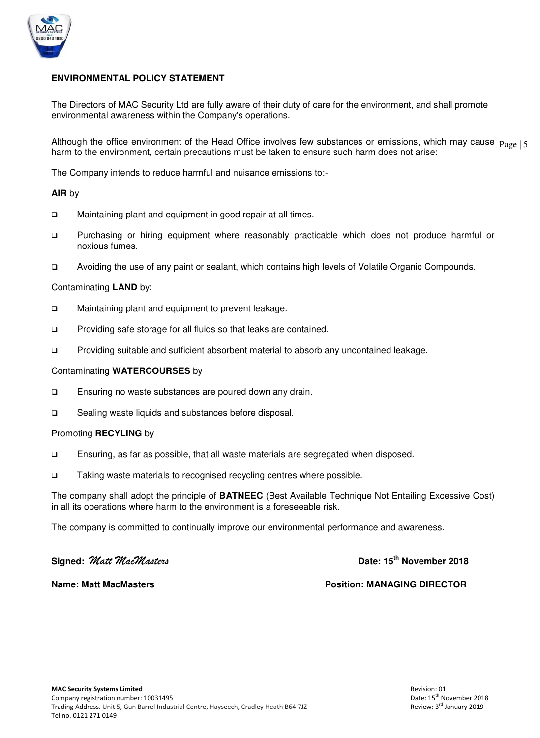## ENVIRONMENTAL POLICY STATEMENT

The Directors of MAC Security Ltd are fully aware of their duty of care for the environment, and shall promote environmental awareness within the Company's operations.

Although the office environment of the Head Office involves few substances or emissions, which may cause harm to the environment, certain precautions must be taken to ensure such harm does not arise:

The Company intends to reduce harmful and nuisance emissions to:-

**AIR** by

- Maintaining plant and equipment in good repair at all times.
- Purchasing or hiring equipment where reasonably practicable which does not produce harmful or noxious fumes.
- Avoiding the use of any paint or sealant, which contains high levels of Volatile Organic Compounds.

Contaminating **LAND** by:

- Maintaining plant and equipment to prevent leakage.
- Providing safe storage for all fluids so that leaks are contained.
- Providing suitable and sufficient absorbent material to absorb any uncontained leakage.

Contaminating **WATERCOURSES** by

- Ensuring no waste substances are poured down any drain.
- Sealing waste liquids and substances before disposal.

Promoting **RECYLING** by

- Ensuring, as far as possible, that all waste materials are segregated when disposed.
- Taking waste materials to recognised recycling centres where possible.

The company shall adopt the principle of **BATNEEC** (Best Available Technique Not Entailing Excessive Cost) in all its operations where harm to the environment is a foreseeable risk.

The company is committed to continually improve our environmental performance and awareness.

**Signed:** *Matt MacMasters* **Date: 15th November 2018**

**Name: Matt MacMasters** **Position: MANAGING DIRECTOR**

**MAC Security Systems Limited**
Company registration number: 10031495
Trading Address. Unit 5, Gun Barrel Industrial Centre, Hayseech, Cradley Heath B64 7JZ
Tel no. 0121 271 0149

Revision: 01
Date: 15th November 2018
Review: 3rd January 2019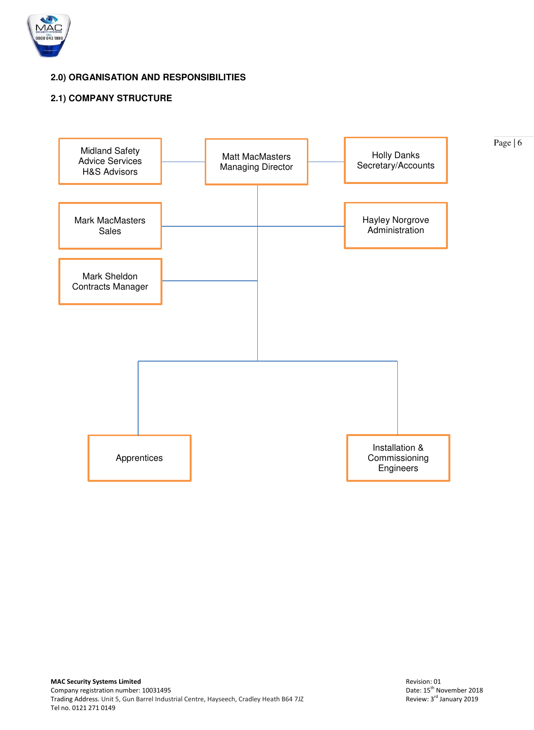## 2.0) ORGANISATION AND RESPONSIBILITIES

### 2.1) COMPANY STRUCTURE

- **Matt MacMasters** – Managing Director
  - Midland Safety Advice Services – H&S Advisors
  - Holly Danks – Secretary/Accounts
  - Mark MacMasters – Sales
  - Hayley Norgrove – Administration
  - Mark Sheldon – Contracts Manager
    - Apprentices
    - Installation & Commissioning Engineers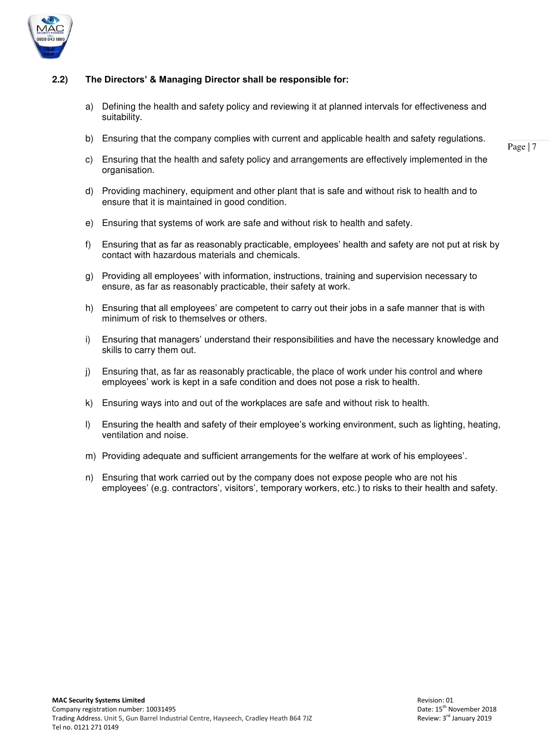## 2.2) The Directors' & Managing Director shall be responsible for:

a) Defining the health and safety policy and reviewing it at planned intervals for effectiveness and suitability.

b) Ensuring that the company complies with current and applicable health and safety regulations.

c) Ensuring that the health and safety policy and arrangements are effectively implemented in the organisation.

d) Providing machinery, equipment and other plant that is safe and without risk to health and to ensure that it is maintained in good condition.

e) Ensuring that systems of work are safe and without risk to health and safety.

f) Ensuring that as far as reasonably practicable, employees' health and safety are not put at risk by contact with hazardous materials and chemicals.

g) Providing all employees' with information, instructions, training and supervision necessary to ensure, as far as reasonably practicable, their safety at work.

h) Ensuring that all employees' are competent to carry out their jobs in a safe manner that is with minimum of risk to themselves or others.

i) Ensuring that managers' understand their responsibilities and have the necessary knowledge and skills to carry them out.

j) Ensuring that, as far as reasonably practicable, the place of work under his control and where employees' work is kept in a safe condition and does not pose a risk to health.

k) Ensuring ways into and out of the workplaces are safe and without risk to health.

l) Ensuring the health and safety of their employee's working environment, such as lighting, heating, ventilation and noise.

m) Providing adequate and sufficient arrangements for the welfare at work of his employees'.

n) Ensuring that work carried out by the company does not expose people who are not his employees' (e.g. contractors', visitors', temporary workers, etc.) to risks to their health and safety.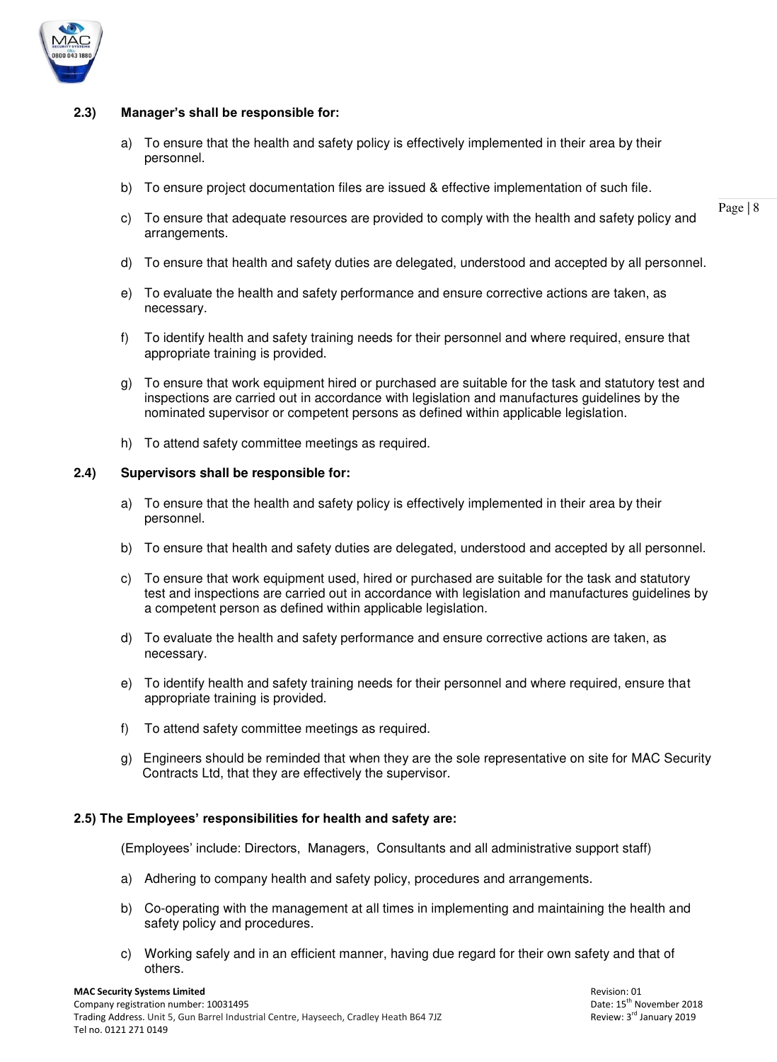### 2.3) Manager's shall be responsible for:

a) To ensure that the health and safety policy is effectively implemented in their area by their personnel.

b) To ensure project documentation files are issued & effective implementation of such file.

c) To ensure that adequate resources are provided to comply with the health and safety policy and arrangements.

d) To ensure that health and safety duties are delegated, understood and accepted by all personnel.

e) To evaluate the health and safety performance and ensure corrective actions are taken, as necessary.

f) To identify health and safety training needs for their personnel and where required, ensure that appropriate training is provided.

g) To ensure that work equipment hired or purchased are suitable for the task and statutory test and inspections are carried out in accordance with legislation and manufactures guidelines by the nominated supervisor or competent persons as defined within applicable legislation.

h) To attend safety committee meetings as required.

### 2.4) Supervisors shall be responsible for:

a) To ensure that the health and safety policy is effectively implemented in their area by their personnel.

b) To ensure that health and safety duties are delegated, understood and accepted by all personnel.

c) To ensure that work equipment used, hired or purchased are suitable for the task and statutory test and inspections are carried out in accordance with legislation and manufactures guidelines by a competent person as defined within applicable legislation.

d) To evaluate the health and safety performance and ensure corrective actions are taken, as necessary.

e) To identify health and safety training needs for their personnel and where required, ensure that appropriate training is provided.

f) To attend safety committee meetings as required.

g) Engineers should be reminded that when they are the sole representative on site for MAC Security Contracts Ltd, that they are effectively the supervisor.

### 2.5) The Employees' responsibilities for health and safety are:

(Employees' include: Directors, Managers, Consultants and all administrative support staff)

a) Adhering to company health and safety policy, procedures and arrangements.

b) Co-operating with the management at all times in implementing and maintaining the health and safety policy and procedures.

c) Working safely and in an efficient manner, having due regard for their own safety and that of others.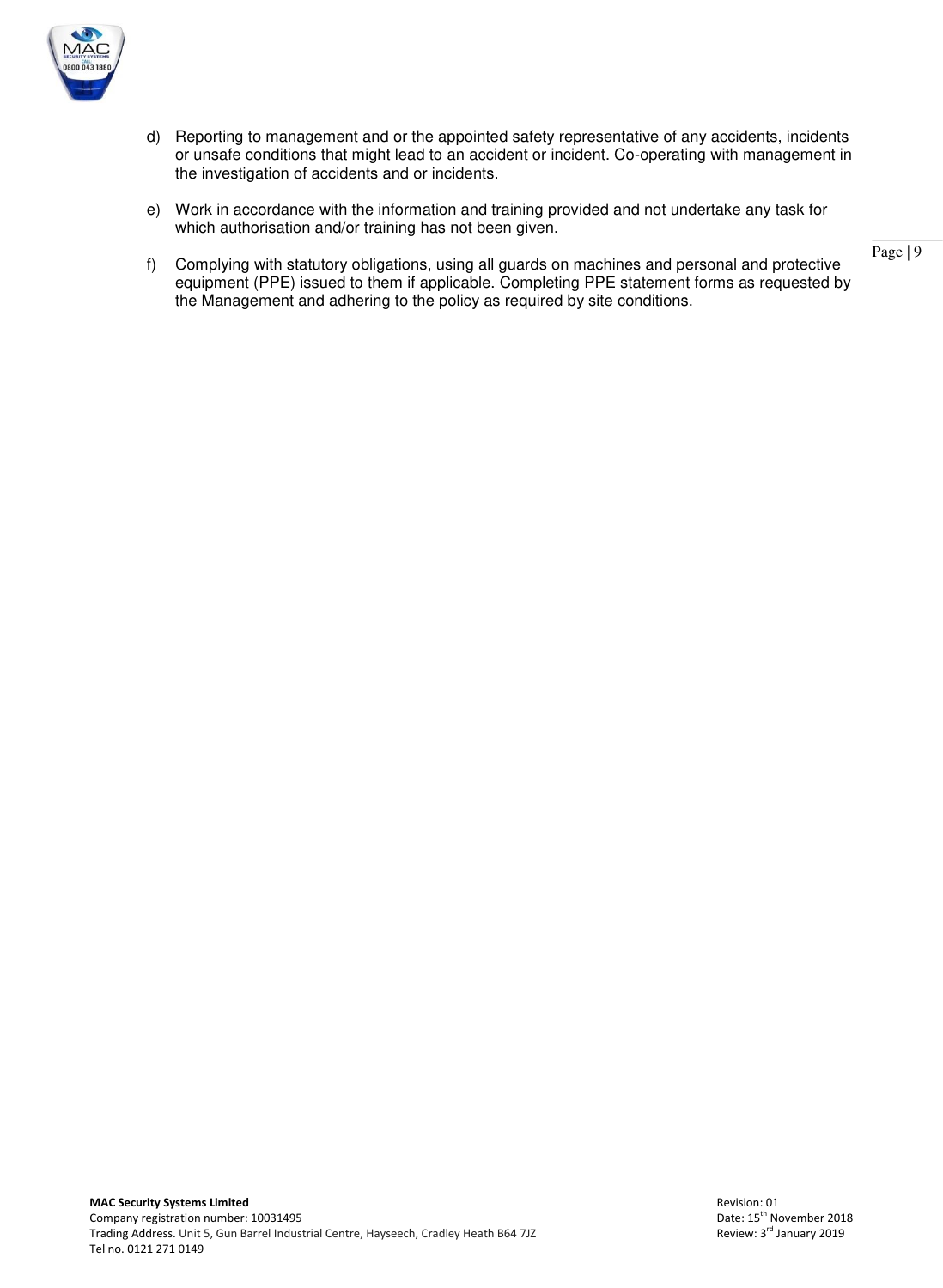d) Reporting to management and or the appointed safety representative of any accidents, incidents or unsafe conditions that might lead to an accident or incident. Co-operating with management in the investigation of accidents and or incidents.

e) Work in accordance with the information and training provided and not undertake any task for which authorisation and/or training has not been given.

f) Complying with statutory obligations, using all guards on machines and personal and protective equipment (PPE) issued to them if applicable. Completing PPE statement forms as requested by the Management and adhering to the policy as required by site conditions.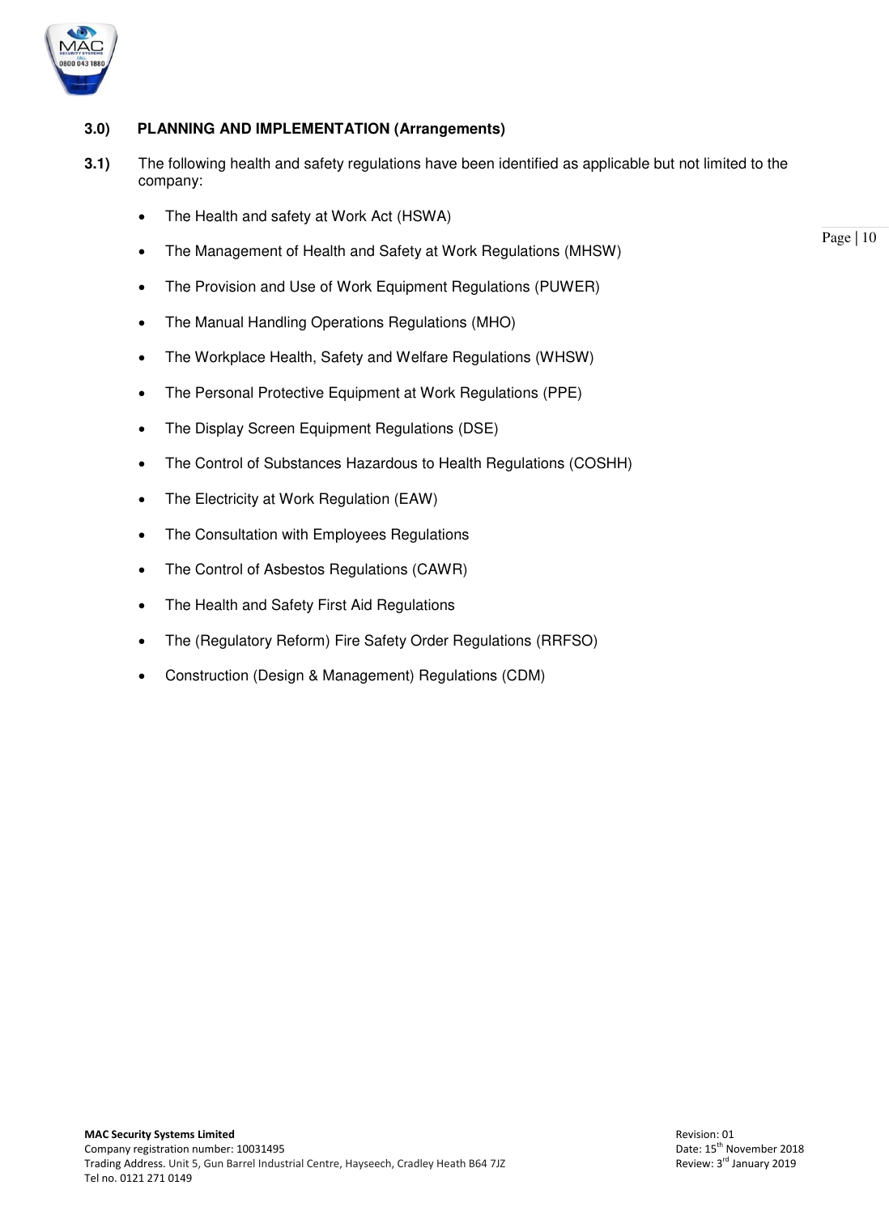## 3.0) PLANNING AND IMPLEMENTATION (Arrangements)

**3.1)** The following health and safety regulations have been identified as applicable but not limited to the company:

- The Health and safety at Work Act (HSWA)
- The Management of Health and Safety at Work Regulations (MHSW)
- The Provision and Use of Work Equipment Regulations (PUWER)
- The Manual Handling Operations Regulations (MHO)
- The Workplace Health, Safety and Welfare Regulations (WHSW)
- The Personal Protective Equipment at Work Regulations (PPE)
- The Display Screen Equipment Regulations (DSE)
- The Control of Substances Hazardous to Health Regulations (COSHH)
- The Electricity at Work Regulation (EAW)
- The Consultation with Employees Regulations
- The Control of Asbestos Regulations (CAWR)
- The Health and Safety First Aid Regulations
- The (Regulatory Reform) Fire Safety Order Regulations (RRFSO)
- Construction (Design & Management) Regulations (CDM)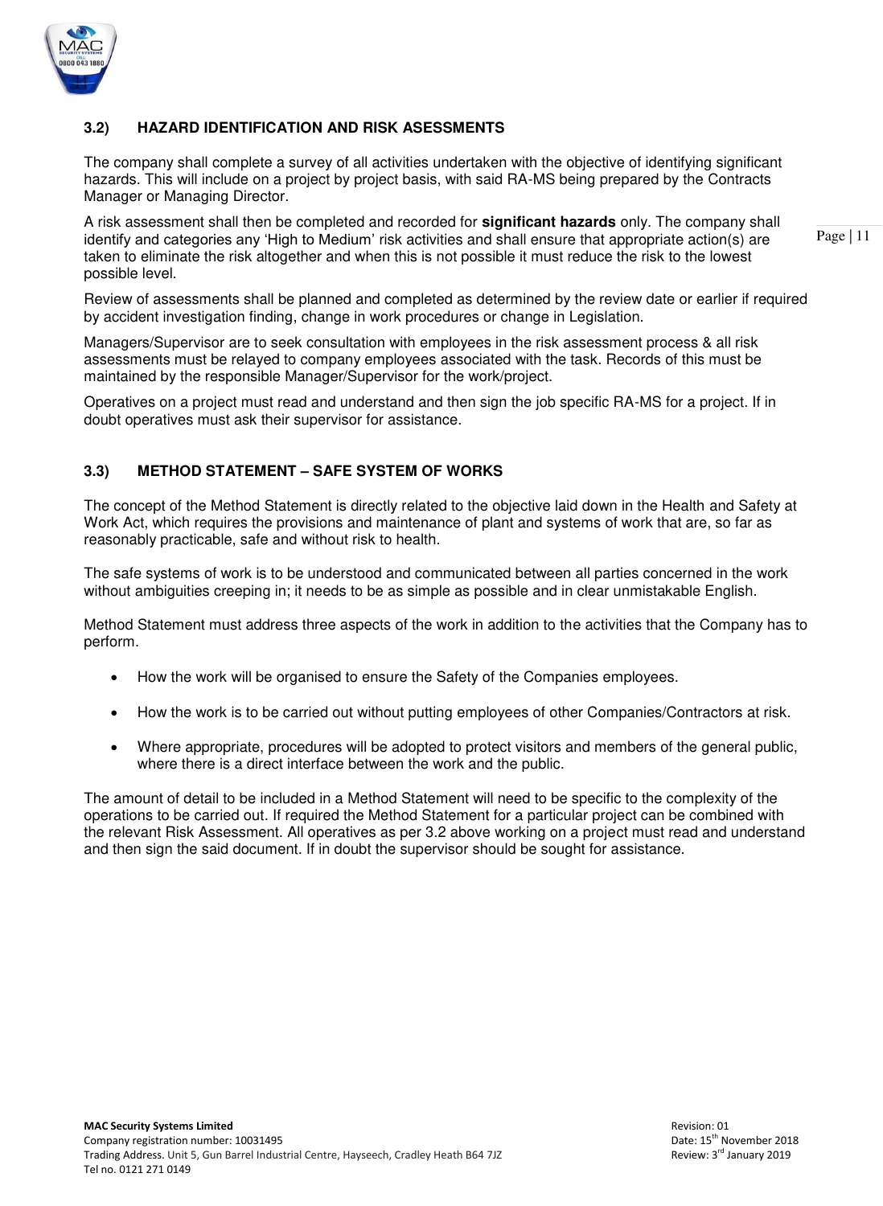### 3.2) HAZARD IDENTIFICATION AND RISK ASESSMENTS

The company shall complete a survey of all activities undertaken with the objective of identifying significant hazards. This will include on a project by project basis, with said RA-MS being prepared by the Contracts Manager or Managing Director.

A risk assessment shall then be completed and recorded for **significant hazards** only. The company shall identify and categories any 'High to Medium' risk activities and shall ensure that appropriate action(s) are taken to eliminate the risk altogether and when this is not possible it must reduce the risk to the lowest possible level.

Review of assessments shall be planned and completed as determined by the review date or earlier if required by accident investigation finding, change in work procedures or change in Legislation.

Managers/Supervisor are to seek consultation with employees in the risk assessment process & all risk assessments must be relayed to company employees associated with the task. Records of this must be maintained by the responsible Manager/Supervisor for the work/project.

Operatives on a project must read and understand and then sign the job specific RA-MS for a project. If in doubt operatives must ask their supervisor for assistance.

### 3.3) METHOD STATEMENT – SAFE SYSTEM OF WORKS

The concept of the Method Statement is directly related to the objective laid down in the Health and Safety at Work Act, which requires the provisions and maintenance of plant and systems of work that are, so far as reasonably practicable, safe and without risk to health.

The safe systems of work is to be understood and communicated between all parties concerned in the work without ambiguities creeping in; it needs to be as simple as possible and in clear unmistakable English.

Method Statement must address three aspects of the work in addition to the activities that the Company has to perform.

- How the work will be organised to ensure the Safety of the Companies employees.
- How the work is to be carried out without putting employees of other Companies/Contractors at risk.
- Where appropriate, procedures will be adopted to protect visitors and members of the general public, where there is a direct interface between the work and the public.

The amount of detail to be included in a Method Statement will need to be specific to the complexity of the operations to be carried out. If required the Method Statement for a particular project can be combined with the relevant Risk Assessment. All operatives as per 3.2 above working on a project must read and understand and then sign the said document. If in doubt the supervisor should be sought for assistance.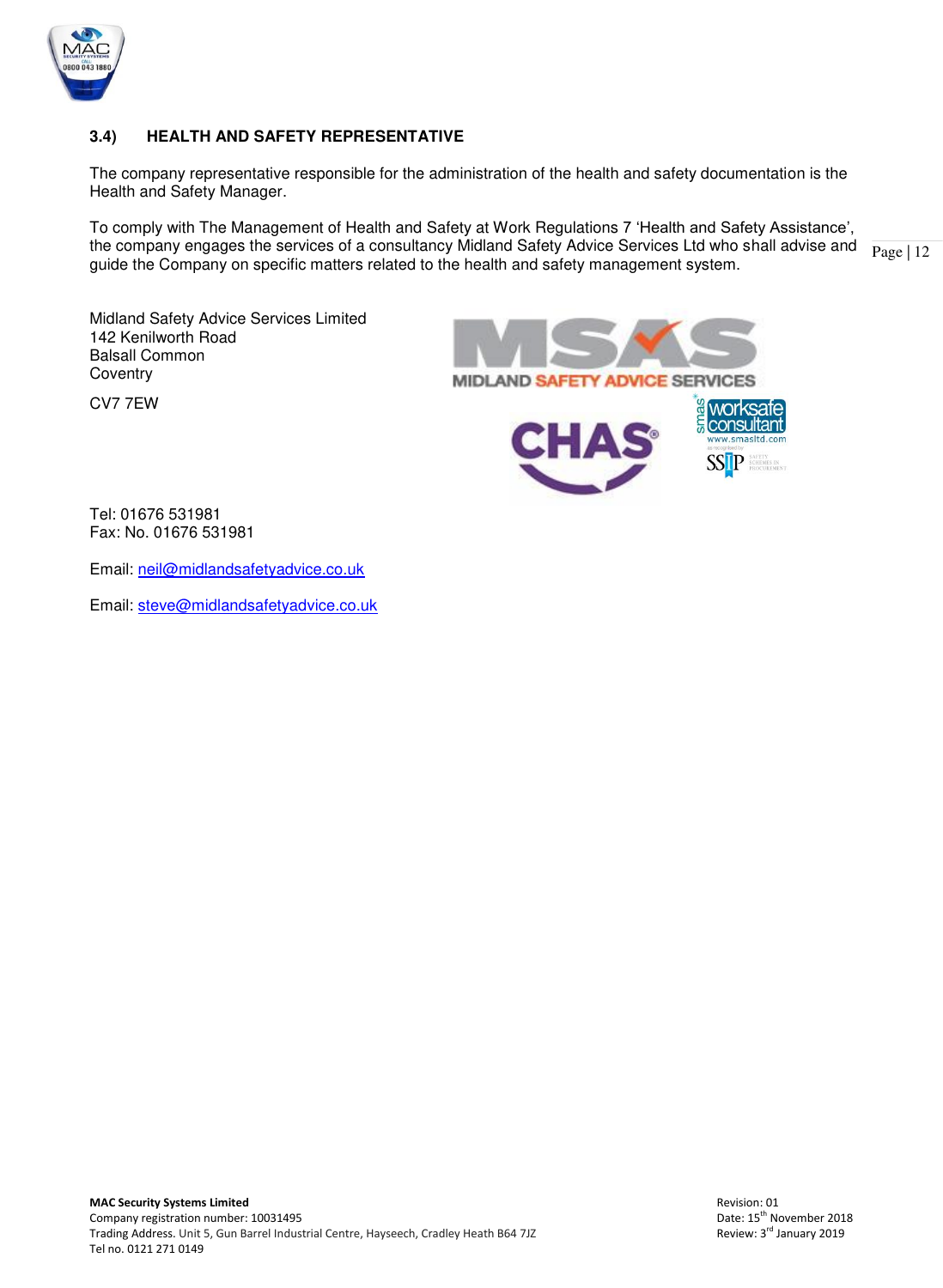## 3.4) HEALTH AND SAFETY REPRESENTATIVE

The company representative responsible for the administration of the health and safety documentation is the Health and Safety Manager.

To comply with The Management of Health and Safety at Work Regulations 7 'Health and Safety Assistance', the company engages the services of a consultancy Midland Safety Advice Services Ltd who shall advise and guide the Company on specific matters related to the health and safety management system.

Midland Safety Advice Services Limited
142 Kenilworth Road
Balsall Common
Coventry

CV7 7EW

Tel: 01676 531981
Fax: No. 01676 531981

Email: neil@midlandsafetyadvice.co.uk

Email: steve@midlandsafetyadvice.co.uk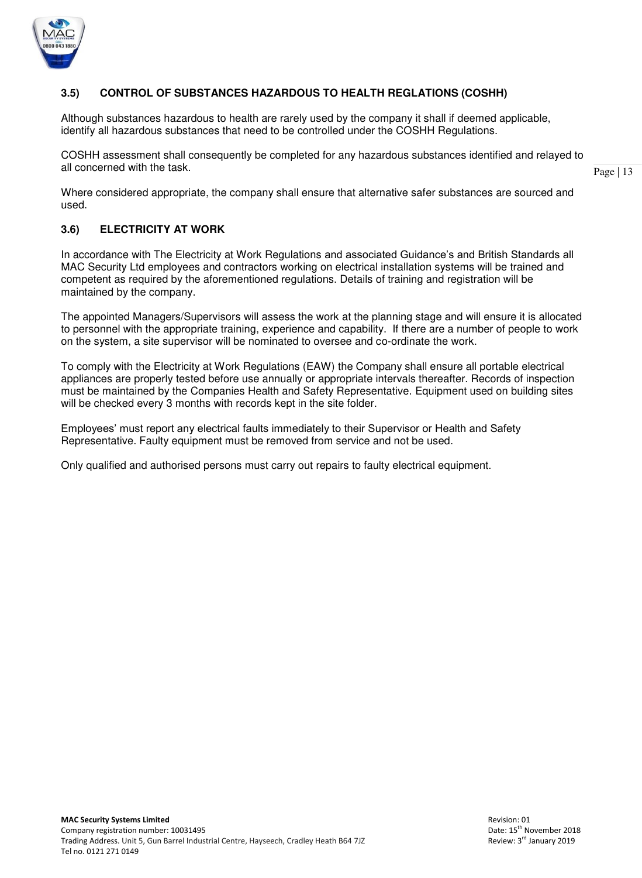### 3.5) CONTROL OF SUBSTANCES HAZARDOUS TO HEALTH REGLATIONS (COSHH)

Although substances hazardous to health are rarely used by the company it shall if deemed applicable, identify all hazardous substances that need to be controlled under the COSHH Regulations.

COSHH assessment shall consequently be completed for any hazardous substances identified and relayed to all concerned with the task.

Where considered appropriate, the company shall ensure that alternative safer substances are sourced and used.

### 3.6) ELECTRICITY AT WORK

In accordance with The Electricity at Work Regulations and associated Guidance's and British Standards all MAC Security Ltd employees and contractors working on electrical installation systems will be trained and competent as required by the aforementioned regulations. Details of training and registration will be maintained by the company.

The appointed Managers/Supervisors will assess the work at the planning stage and will ensure it is allocated to personnel with the appropriate training, experience and capability. If there are a number of people to work on the system, a site supervisor will be nominated to oversee and co-ordinate the work.

To comply with the Electricity at Work Regulations (EAW) the Company shall ensure all portable electrical appliances are properly tested before use annually or appropriate intervals thereafter. Records of inspection must be maintained by the Companies Health and Safety Representative. Equipment used on building sites will be checked every 3 months with records kept in the site folder.

Employees' must report any electrical faults immediately to their Supervisor or Health and Safety Representative. Faulty equipment must be removed from service and not be used.

Only qualified and authorised persons must carry out repairs to faulty electrical equipment.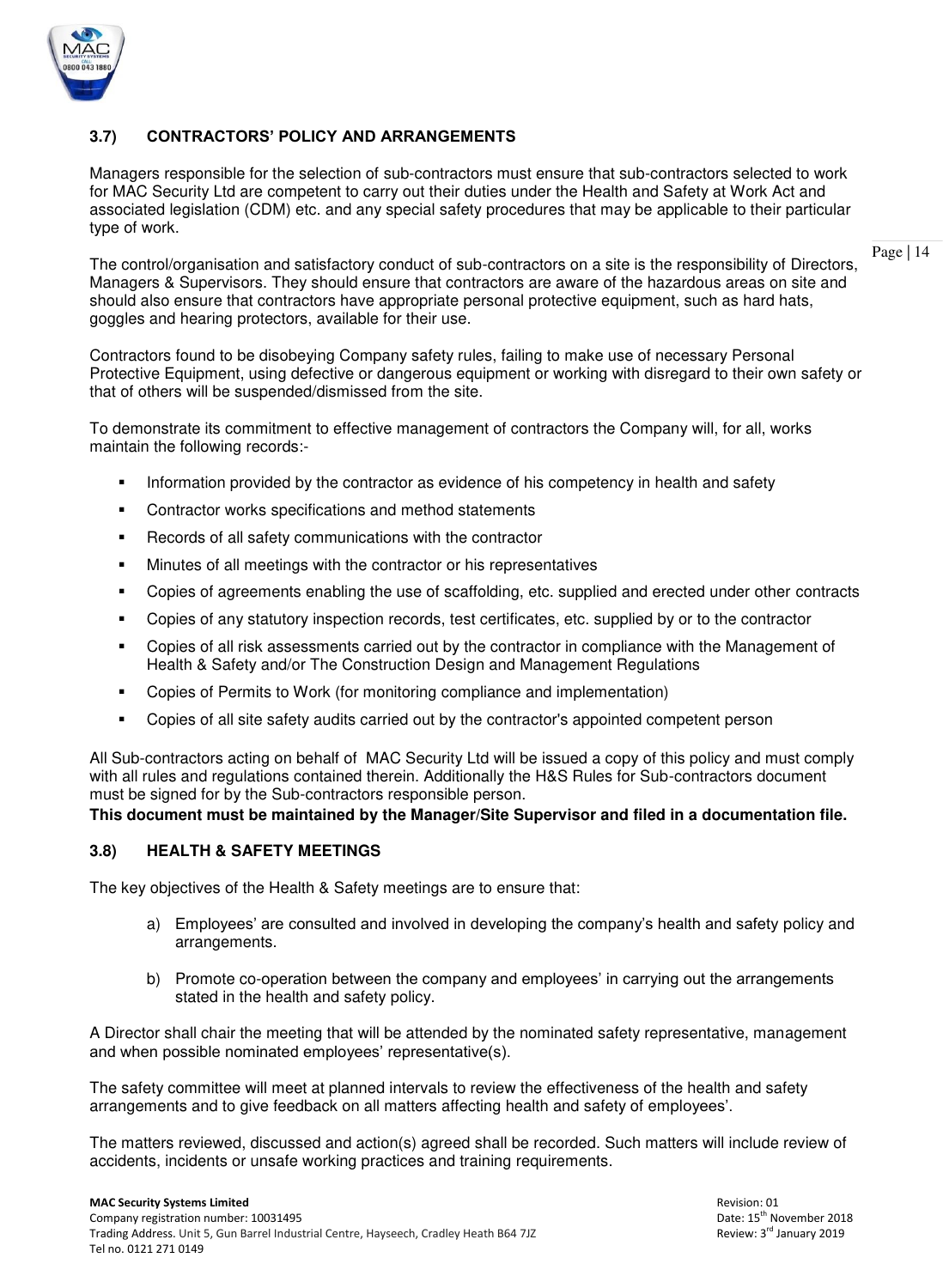### 3.7) CONTRACTORS' POLICY AND ARRANGEMENTS

Managers responsible for the selection of sub-contractors must ensure that sub-contractors selected to work for MAC Security Ltd are competent to carry out their duties under the Health and Safety at Work Act and associated legislation (CDM) etc. and any special safety procedures that may be applicable to their particular type of work.

The control/organisation and satisfactory conduct of sub-contractors on a site is the responsibility of Directors, Managers & Supervisors. They should ensure that contractors are aware of the hazardous areas on site and should also ensure that contractors have appropriate personal protective equipment, such as hard hats, goggles and hearing protectors, available for their use.

Contractors found to be disobeying Company safety rules, failing to make use of necessary Personal Protective Equipment, using defective or dangerous equipment or working with disregard to their own safety or that of others will be suspended/dismissed from the site.

To demonstrate its commitment to effective management of contractors the Company will, for all, works maintain the following records:-

- Information provided by the contractor as evidence of his competency in health and safety
- Contractor works specifications and method statements
- Records of all safety communications with the contractor
- Minutes of all meetings with the contractor or his representatives
- Copies of agreements enabling the use of scaffolding, etc. supplied and erected under other contracts
- Copies of any statutory inspection records, test certificates, etc. supplied by or to the contractor
- Copies of all risk assessments carried out by the contractor in compliance with the Management of Health & Safety and/or The Construction Design and Management Regulations
- Copies of Permits to Work (for monitoring compliance and implementation)
- Copies of all site safety audits carried out by the contractor's appointed competent person

All Sub-contractors acting on behalf of MAC Security Ltd will be issued a copy of this policy and must comply with all rules and regulations contained therein. Additionally the H&S Rules for Sub-contractors document must be signed for by the Sub-contractors responsible person.

**This document must be maintained by the Manager/Site Supervisor and filed in a documentation file.**

### 3.8) HEALTH & SAFETY MEETINGS

The key objectives of the Health & Safety meetings are to ensure that:

a) Employees' are consulted and involved in developing the company's health and safety policy and arrangements.

b) Promote co-operation between the company and employees' in carrying out the arrangements stated in the health and safety policy.

A Director shall chair the meeting that will be attended by the nominated safety representative, management and when possible nominated employees' representative(s).

The safety committee will meet at planned intervals to review the effectiveness of the health and safety arrangements and to give feedback on all matters affecting health and safety of employees'.

The matters reviewed, discussed and action(s) agreed shall be recorded. Such matters will include review of accidents, incidents or unsafe working practices and training requirements.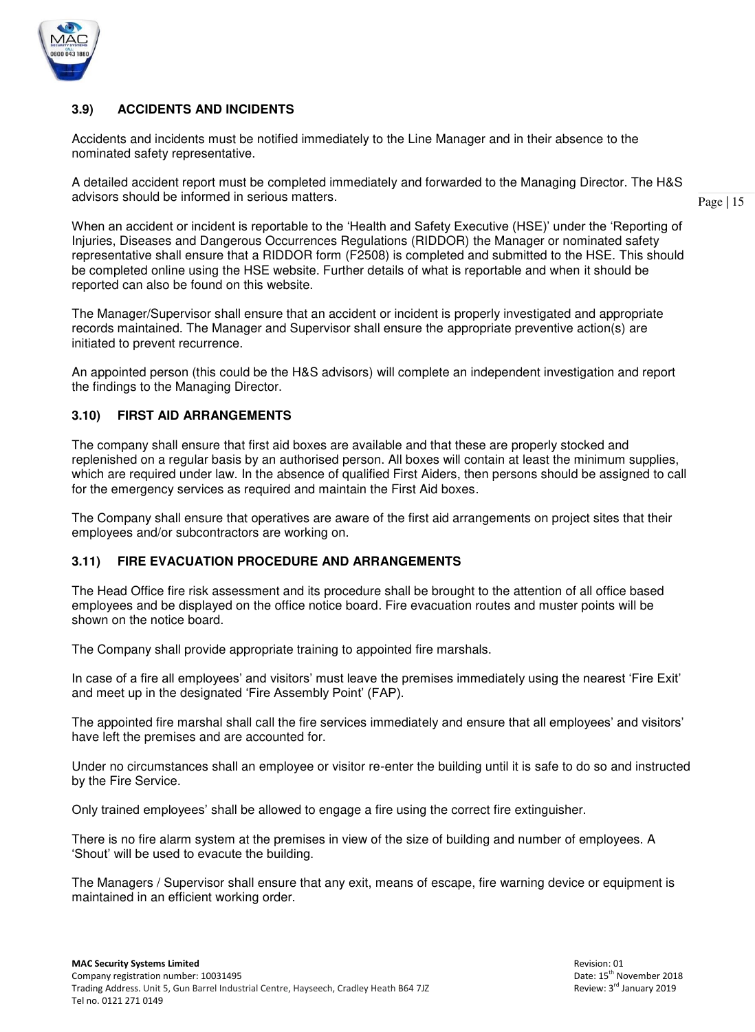### 3.9) ACCIDENTS AND INCIDENTS

Accidents and incidents must be notified immediately to the Line Manager and in their absence to the nominated safety representative.

A detailed accident report must be completed immediately and forwarded to the Managing Director. The H&S advisors should be informed in serious matters.

When an accident or incident is reportable to the 'Health and Safety Executive (HSE)' under the 'Reporting of Injuries, Diseases and Dangerous Occurrences Regulations (RIDDOR) the Manager or nominated safety representative shall ensure that a RIDDOR form (F2508) is completed and submitted to the HSE. This should be completed online using the HSE website. Further details of what is reportable and when it should be reported can also be found on this website.

The Manager/Supervisor shall ensure that an accident or incident is properly investigated and appropriate records maintained. The Manager and Supervisor shall ensure the appropriate preventive action(s) are initiated to prevent recurrence.

An appointed person (this could be the H&S advisors) will complete an independent investigation and report the findings to the Managing Director.

### 3.10) FIRST AID ARRANGEMENTS

The company shall ensure that first aid boxes are available and that these are properly stocked and replenished on a regular basis by an authorised person. All boxes will contain at least the minimum supplies, which are required under law. In the absence of qualified First Aiders, then persons should be assigned to call for the emergency services as required and maintain the First Aid boxes.

The Company shall ensure that operatives are aware of the first aid arrangements on project sites that their employees and/or subcontractors are working on.

### 3.11) FIRE EVACUATION PROCEDURE AND ARRANGEMENTS

The Head Office fire risk assessment and its procedure shall be brought to the attention of all office based employees and be displayed on the office notice board. Fire evacuation routes and muster points will be shown on the notice board.

The Company shall provide appropriate training to appointed fire marshals.

In case of a fire all employees' and visitors' must leave the premises immediately using the nearest 'Fire Exit' and meet up in the designated 'Fire Assembly Point' (FAP).

The appointed fire marshal shall call the fire services immediately and ensure that all employees' and visitors' have left the premises and are accounted for.

Under no circumstances shall an employee or visitor re-enter the building until it is safe to do so and instructed by the Fire Service.

Only trained employees' shall be allowed to engage a fire using the correct fire extinguisher.

There is no fire alarm system at the premises in view of the size of building and number of employees. A 'Shout' will be used to evacuate the building.

The Managers / Supervisor shall ensure that any exit, means of escape, fire warning device or equipment is maintained in an efficient working order.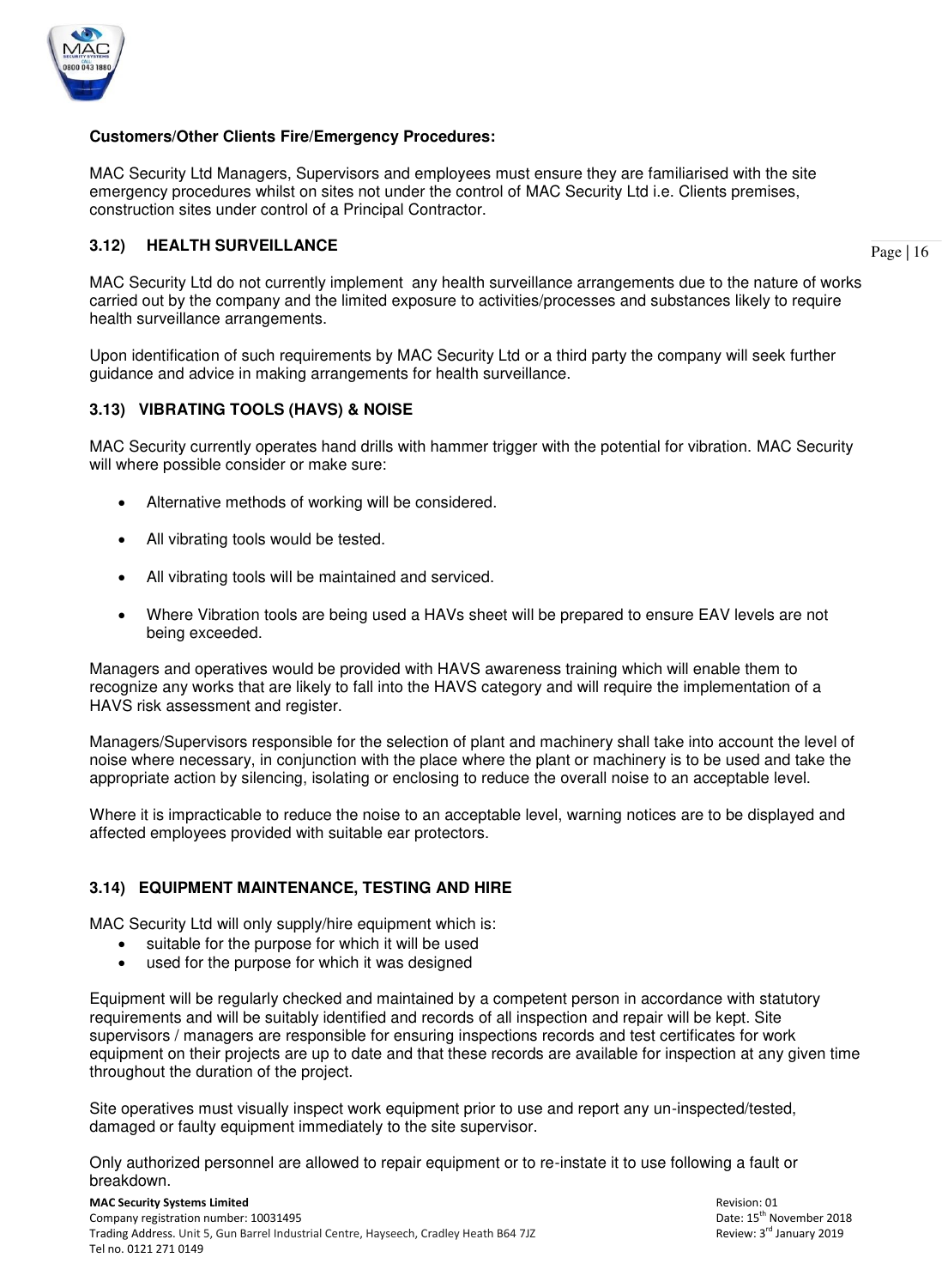**Customers/Other Clients Fire/Emergency Procedures:**

MAC Security Ltd Managers, Supervisors and employees must ensure they are familiarised with the site emergency procedures whilst on sites not under the control of MAC Security Ltd i.e. Clients premises, construction sites under control of a Principal Contractor.

### 3.12) HEALTH SURVEILLANCE

MAC Security Ltd do not currently implement any health surveillance arrangements due to the nature of works carried out by the company and the limited exposure to activities/processes and substances likely to require health surveillance arrangements.

Upon identification of such requirements by MAC Security Ltd or a third party the company will seek further guidance and advice in making arrangements for health surveillance.

### 3.13) VIBRATING TOOLS (HAVS) & NOISE

MAC Security currently operates hand drills with hammer trigger with the potential for vibration. MAC Security will where possible consider or make sure:

- Alternative methods of working will be considered.
- All vibrating tools would be tested.
- All vibrating tools will be maintained and serviced.
- Where Vibration tools are being used a HAVs sheet will be prepared to ensure EAV levels are not being exceeded.

Managers and operatives would be provided with HAVS awareness training which will enable them to recognize any works that are likely to fall into the HAVS category and will require the implementation of a HAVS risk assessment and register.

Managers/Supervisors responsible for the selection of plant and machinery shall take into account the level of noise where necessary, in conjunction with the place where the plant or machinery is to be used and take the appropriate action by silencing, isolating or enclosing to reduce the overall noise to an acceptable level.

Where it is impracticable to reduce the noise to an acceptable level, warning notices are to be displayed and affected employees provided with suitable ear protectors.

### 3.14) EQUIPMENT MAINTENANCE, TESTING AND HIRE

MAC Security Ltd will only supply/hire equipment which is:

- suitable for the purpose for which it will be used
- used for the purpose for which it was designed

Equipment will be regularly checked and maintained by a competent person in accordance with statutory requirements and will be suitably identified and records of all inspection and repair will be kept. Site supervisors / managers are responsible for ensuring inspections records and test certificates for work equipment on their projects are up to date and that these records are available for inspection at any given time throughout the duration of the project.

Site operatives must visually inspect work equipment prior to use and report any un-inspected/tested, damaged or faulty equipment immediately to the site supervisor.

Only authorized personnel are allowed to repair equipment or to re-instate it to use following a fault or breakdown.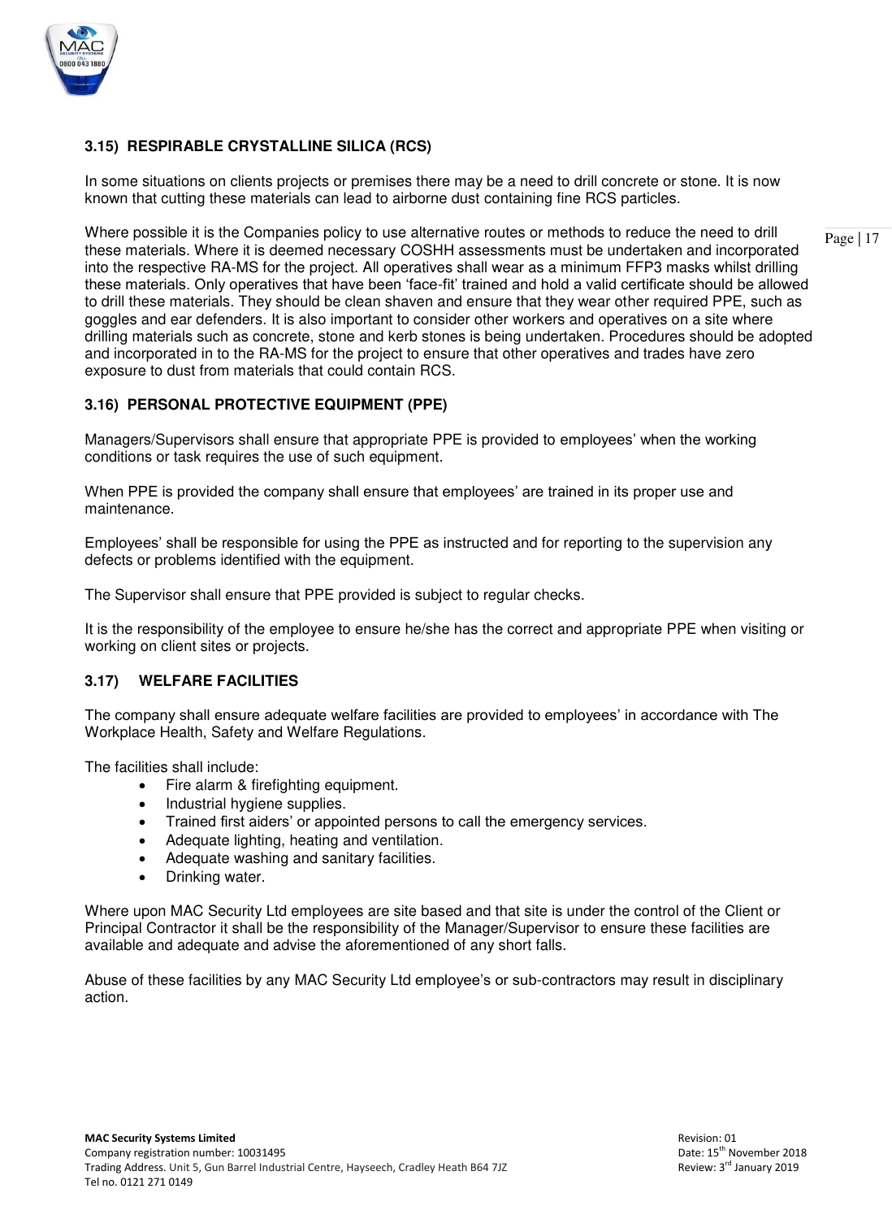### 3.15) RESPIRABLE CRYSTALLINE SILICA (RCS)

In some situations on clients projects or premises there may be a need to drill concrete or stone. It is now known that cutting these materials can lead to airborne dust containing fine RCS particles.

Where possible it is the Companies policy to use alternative routes or methods to reduce the need to drill these materials. Where it is deemed necessary COSHH assessments must be undertaken and incorporated into the respective RA-MS for the project. All operatives shall wear as a minimum FFP3 masks whilst drilling these materials. Only operatives that have been 'face-fit' trained and hold a valid certificate should be allowed to drill these materials. They should be clean shaven and ensure that they wear other required PPE, such as goggles and ear defenders. It is also important to consider other workers and operatives on a site where drilling materials such as concrete, stone and kerb stones is being undertaken. Procedures should be adopted and incorporated in to the RA-MS for the project to ensure that other operatives and trades have zero exposure to dust from materials that could contain RCS.

### 3.16) PERSONAL PROTECTIVE EQUIPMENT (PPE)

Managers/Supervisors shall ensure that appropriate PPE is provided to employees' when the working conditions or task requires the use of such equipment.

When PPE is provided the company shall ensure that employees' are trained in its proper use and maintenance.

Employees' shall be responsible for using the PPE as instructed and for reporting to the supervision any defects or problems identified with the equipment.

The Supervisor shall ensure that PPE provided is subject to regular checks.

It is the responsibility of the employee to ensure he/she has the correct and appropriate PPE when visiting or working on client sites or projects.

### 3.17) WELFARE FACILITIES

The company shall ensure adequate welfare facilities are provided to employees' in accordance with The Workplace Health, Safety and Welfare Regulations.

The facilities shall include:

- Fire alarm & firefighting equipment.
- Industrial hygiene supplies.
- Trained first aiders' or appointed persons to call the emergency services.
- Adequate lighting, heating and ventilation.
- Adequate washing and sanitary facilities.
- Drinking water.

Where upon MAC Security Ltd employees are site based and that site is under the control of the Client or Principal Contractor it shall be the responsibility of the Manager/Supervisor to ensure these facilities are available and adequate and advise the aforementioned of any short falls.

Abuse of these facilities by any MAC Security Ltd employee's or sub-contractors may result in disciplinary action.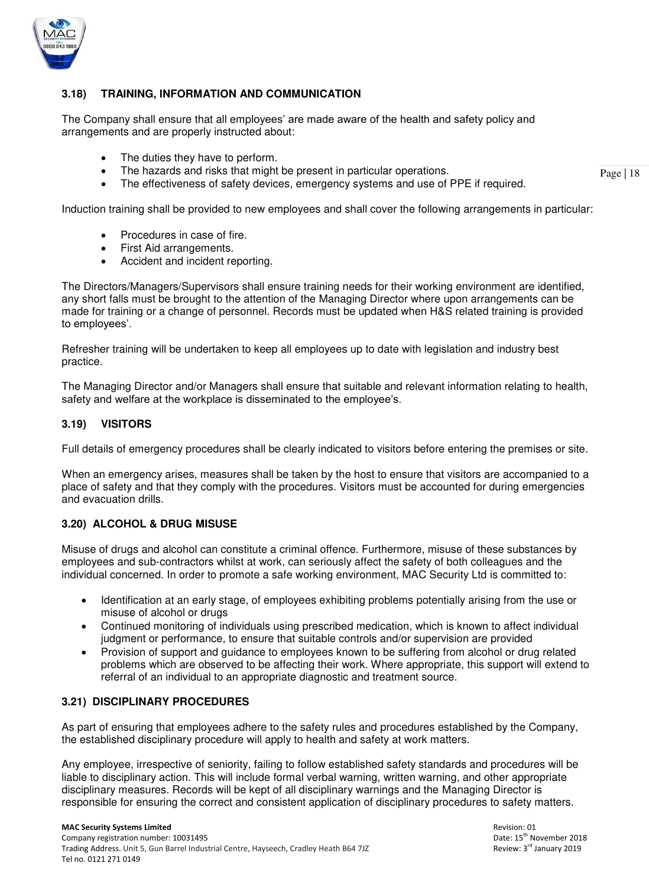### 3.18) TRAINING, INFORMATION AND COMMUNICATION

The Company shall ensure that all employees' are made aware of the health and safety policy and arrangements and are properly instructed about:

- The duties they have to perform.
- The hazards and risks that might be present in particular operations.
- The effectiveness of safety devices, emergency systems and use of PPE if required.

Induction training shall be provided to new employees and shall cover the following arrangements in particular:

- Procedures in case of fire.
- First Aid arrangements.
- Accident and incident reporting.

The Directors/Managers/Supervisors shall ensure training needs for their working environment are identified, any short falls must be brought to the attention of the Managing Director where upon arrangements can be made for training or a change of personnel. Records must be updated when H&S related training is provided to employees'.

Refresher training will be undertaken to keep all employees up to date with legislation and industry best practice.

The Managing Director and/or Managers shall ensure that suitable and relevant information relating to health, safety and welfare at the workplace is disseminated to the employee's.

### 3.19) VISITORS

Full details of emergency procedures shall be clearly indicated to visitors before entering the premises or site.

When an emergency arises, measures shall be taken by the host to ensure that visitors are accompanied to a place of safety and that they comply with the procedures. Visitors must be accounted for during emergencies and evacuation drills.

### 3.20) ALCOHOL & DRUG MISUSE

Misuse of drugs and alcohol can constitute a criminal offence. Furthermore, misuse of these substances by employees and sub-contractors whilst at work, can seriously affect the safety of both colleagues and the individual concerned. In order to promote a safe working environment, MAC Security Ltd is committed to:

- Identification at an early stage, of employees exhibiting problems potentially arising from the use or misuse of alcohol or drugs
- Continued monitoring of individuals using prescribed medication, which is known to affect individual judgment or performance, to ensure that suitable controls and/or supervision are provided
- Provision of support and guidance to employees known to be suffering from alcohol or drug related problems which are observed to be affecting their work. Where appropriate, this support will extend to referral of an individual to an appropriate diagnostic and treatment source.

### 3.21) DISCIPLINARY PROCEDURES

As part of ensuring that employees adhere to the safety rules and procedures established by the Company, the established disciplinary procedure will apply to health and safety at work matters.

Any employee, irrespective of seniority, failing to follow established safety standards and procedures will be liable to disciplinary action. This will include formal verbal warning, written warning, and other appropriate disciplinary measures. Records will be kept of all disciplinary warnings and the Managing Director is responsible for ensuring the correct and consistent application of disciplinary procedures to safety matters.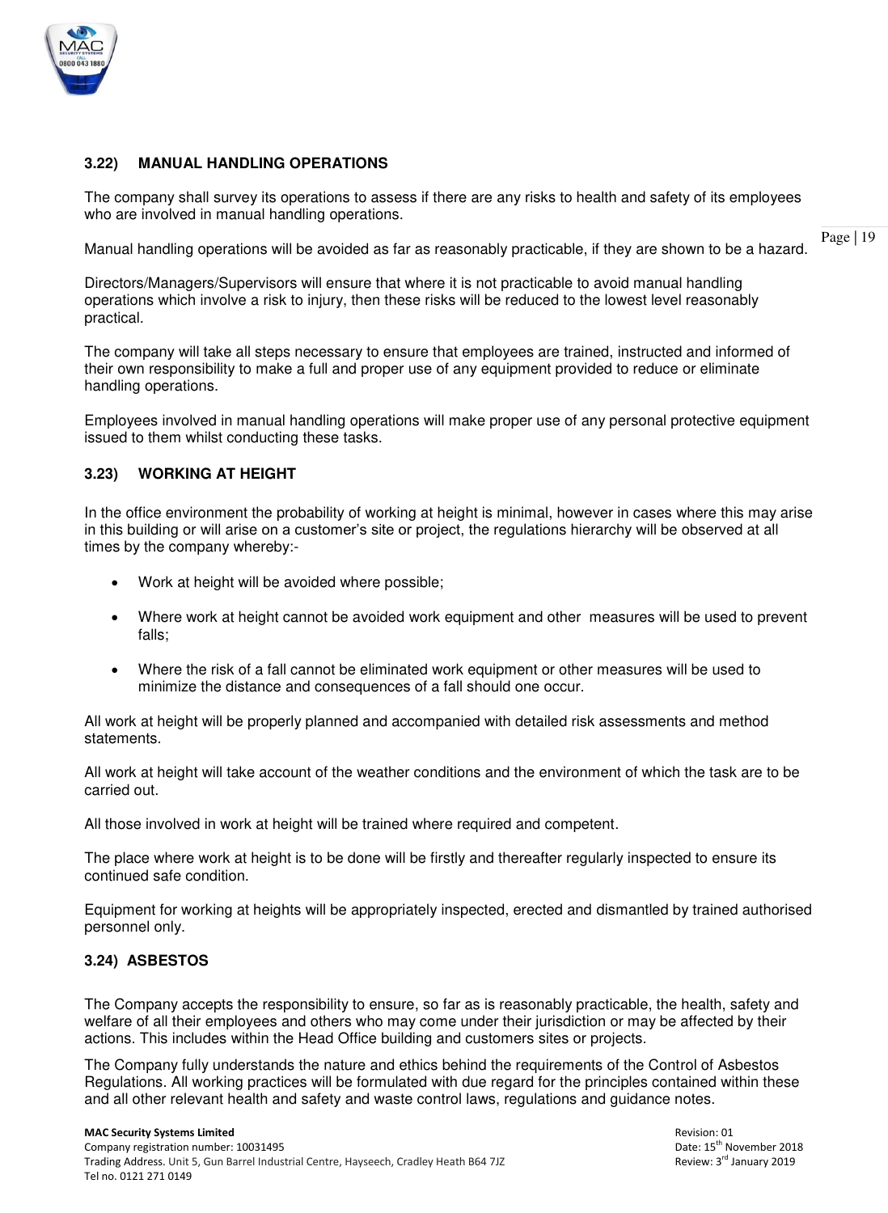### 3.22) MANUAL HANDLING OPERATIONS

The company shall survey its operations to assess if there are any risks to health and safety of its employees who are involved in manual handling operations.

Manual handling operations will be avoided as far as reasonably practicable, if they are shown to be a hazard.

Directors/Managers/Supervisors will ensure that where it is not practicable to avoid manual handling operations which involve a risk to injury, then these risks will be reduced to the lowest level reasonably practical.

The company will take all steps necessary to ensure that employees are trained, instructed and informed of their own responsibility to make a full and proper use of any equipment provided to reduce or eliminate handling operations.

Employees involved in manual handling operations will make proper use of any personal protective equipment issued to them whilst conducting these tasks.

### 3.23) WORKING AT HEIGHT

In the office environment the probability of working at height is minimal, however in cases where this may arise in this building or will arise on a customer's site or project, the regulations hierarchy will be observed at all times by the company whereby:-

- Work at height will be avoided where possible;
- Where work at height cannot be avoided work equipment and other measures will be used to prevent falls;
- Where the risk of a fall cannot be eliminated work equipment or other measures will be used to minimize the distance and consequences of a fall should one occur.

All work at height will be properly planned and accompanied with detailed risk assessments and method statements.

All work at height will take account of the weather conditions and the environment of which the task are to be carried out.

All those involved in work at height will be trained where required and competent.

The place where work at height is to be done will be firstly and thereafter regularly inspected to ensure its continued safe condition.

Equipment for working at heights will be appropriately inspected, erected and dismantled by trained authorised personnel only.

### 3.24) ASBESTOS

The Company accepts the responsibility to ensure, so far as is reasonably practicable, the health, safety and welfare of all their employees and others who may come under their jurisdiction or may be affected by their actions. This includes within the Head Office building and customers sites or projects.

The Company fully understands the nature and ethics behind the requirements of the Control of Asbestos Regulations. All working practices will be formulated with due regard for the principles contained within these and all other relevant health and safety and waste control laws, regulations and guidance notes.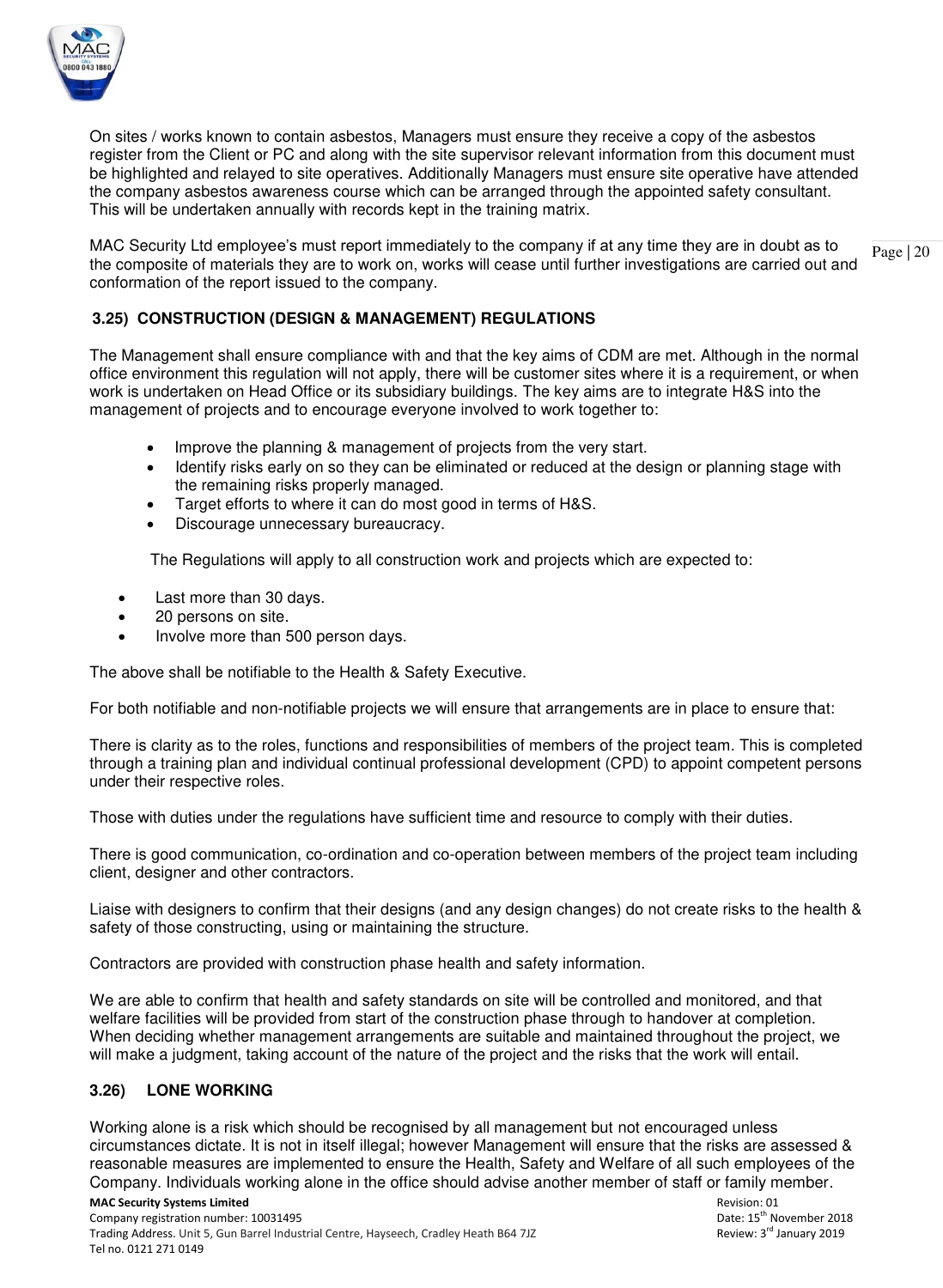On sites / works known to contain asbestos, Managers must ensure they receive a copy of the asbestos register from the Client or PC and along with the site supervisor relevant information from this document must be highlighted and relayed to site operatives. Additionally Managers must ensure site operative have attended the company asbestos awareness course which can be arranged through the appointed safety consultant. This will be undertaken annually with records kept in the training matrix.

MAC Security Ltd employee's must report immediately to the company if at any time they are in doubt as to the composite of materials they are to work on, works will cease until further investigations are carried out and conformation of the report issued to the company.

### 3.25) CONSTRUCTION (DESIGN & MANAGEMENT) REGULATIONS

The Management shall ensure compliance with and that the key aims of CDM are met. Although in the normal office environment this regulation will not apply, there will be customer sites where it is a requirement, or when work is undertaken on Head Office or its subsidiary buildings. The key aims are to integrate H&S into the management of projects and to encourage everyone involved to work together to:

- Improve the planning & management of projects from the very start.
- Identify risks early on so they can be eliminated or reduced at the design or planning stage with the remaining risks properly managed.
- Target efforts to where it can do most good in terms of H&S.
- Discourage unnecessary bureaucracy.

The Regulations will apply to all construction work and projects which are expected to:

- Last more than 30 days.
- 20 persons on site.
- Involve more than 500 person days.

The above shall be notifiable to the Health & Safety Executive.

For both notifiable and non-notifiable projects we will ensure that arrangements are in place to ensure that:

There is clarity as to the roles, functions and responsibilities of members of the project team. This is completed through a training plan and individual continual professional development (CPD) to appoint competent persons under their respective roles.

Those with duties under the regulations have sufficient time and resource to comply with their duties.

There is good communication, co-ordination and co-operation between members of the project team including client, designer and other contractors.

Liaise with designers to confirm that their designs (and any design changes) do not create risks to the health & safety of those constructing, using or maintaining the structure.

Contractors are provided with construction phase health and safety information.

We are able to confirm that health and safety standards on site will be controlled and monitored, and that welfare facilities will be provided from start of the construction phase through to handover at completion. When deciding whether management arrangements are suitable and maintained throughout the project, we will make a judgment, taking account of the nature of the project and the risks that the work will entail.

### 3.26) LONE WORKING

Working alone is a risk which should be recognised by all management but not encouraged unless circumstances dictate. It is not in itself illegal; however Management will ensure that the risks are assessed & reasonable measures are implemented to ensure the Health, Safety and Welfare of all such employees of the Company. Individuals working alone in the office should advise another member of staff or family member.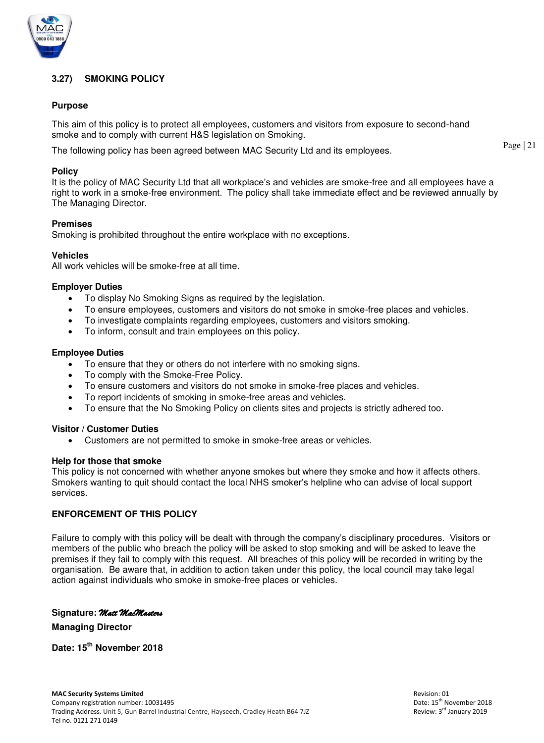## 3.27) SMOKING POLICY

### Purpose

This aim of this policy is to protect all employees, customers and visitors from exposure to second-hand smoke and to comply with current H&S legislation on Smoking.

The following policy has been agreed between MAC Security Ltd and its employees.

### Policy

It is the policy of MAC Security Ltd that all workplace's and vehicles are smoke-free and all employees have a right to work in a smoke-free environment. The policy shall take immediate effect and be reviewed annually by The Managing Director.

### Premises

Smoking is prohibited throughout the entire workplace with no exceptions.

### Vehicles

All work vehicles will be smoke-free at all time.

### Employer Duties

- To display No Smoking Signs as required by the legislation.
- To ensure employees, customers and visitors do not smoke in smoke-free places and vehicles.
- To investigate complaints regarding employees, customers and visitors smoking.
- To inform, consult and train employees on this policy.

### Employee Duties

- To ensure that they or others do not interfere with no smoking signs.
- To comply with the Smoke-Free Policy.
- To ensure customers and visitors do not smoke in smoke-free places and vehicles.
- To report incidents of smoking in smoke-free areas and vehicles.
- To ensure that the No Smoking Policy on clients sites and projects is strictly adhered too.

### Visitor / Customer Duties

- Customers are not permitted to smoke in smoke-free areas or vehicles.

### Help for those that smoke

This policy is not concerned with whether anyone smokes but where they smoke and how it affects others. Smokers wanting to quit should contact the local NHS smoker's helpline who can advise of local support services.

### ENFORCEMENT OF THIS POLICY

Failure to comply with this policy will be dealt with through the company's disciplinary procedures. Visitors or members of the public who breach the policy will be asked to stop smoking and will be asked to leave the premises if they fail to comply with this request. All breaches of this policy will be recorded in writing by the organisation. Be aware that, in addition to action taken under this policy, the local council may take legal action against individuals who smoke in smoke-free places or vehicles.

**Signature:** *Matt MacMasters*

**Managing Director**

**Date: 15th November 2018**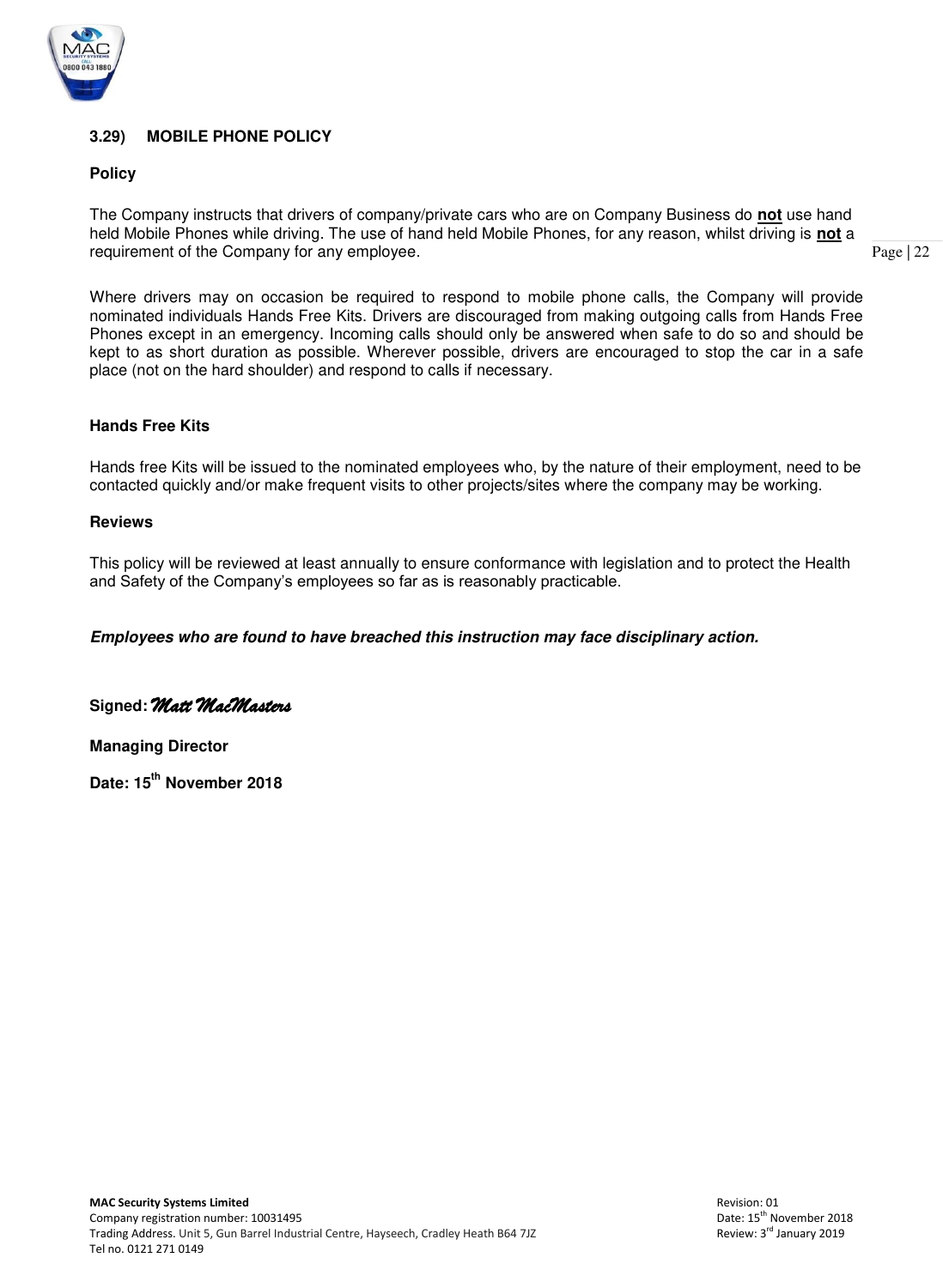### 3.29) MOBILE PHONE POLICY

**Policy**

The Company instructs that drivers of company/private cars who are on Company Business do **not** use hand held Mobile Phones while driving. The use of hand held Mobile Phones, for any reason, whilst driving is **not** a requirement of the Company for any employee.

Where drivers may on occasion be required to respond to mobile phone calls, the Company will provide nominated individuals Hands Free Kits. Drivers are discouraged from making outgoing calls from Hands Free Phones except in an emergency. Incoming calls should only be answered when safe to do so and should be kept to as short duration as possible. Wherever possible, drivers are encouraged to stop the car in a safe place (not on the hard shoulder) and respond to calls if necessary.

**Hands Free Kits**

Hands free Kits will be issued to the nominated employees who, by the nature of their employment, need to be contacted quickly and/or make frequent visits to other projects/sites where the company may be working.

**Reviews**

This policy will be reviewed at least annually to ensure conformance with legislation and to protect the Health and Safety of the Company's employees so far as is reasonably practicable.

***Employees who are found to have breached this instruction may face disciplinary action.***

**Signed:** *Matt MacMasters*

**Managing Director**

**Date: 15th November 2018**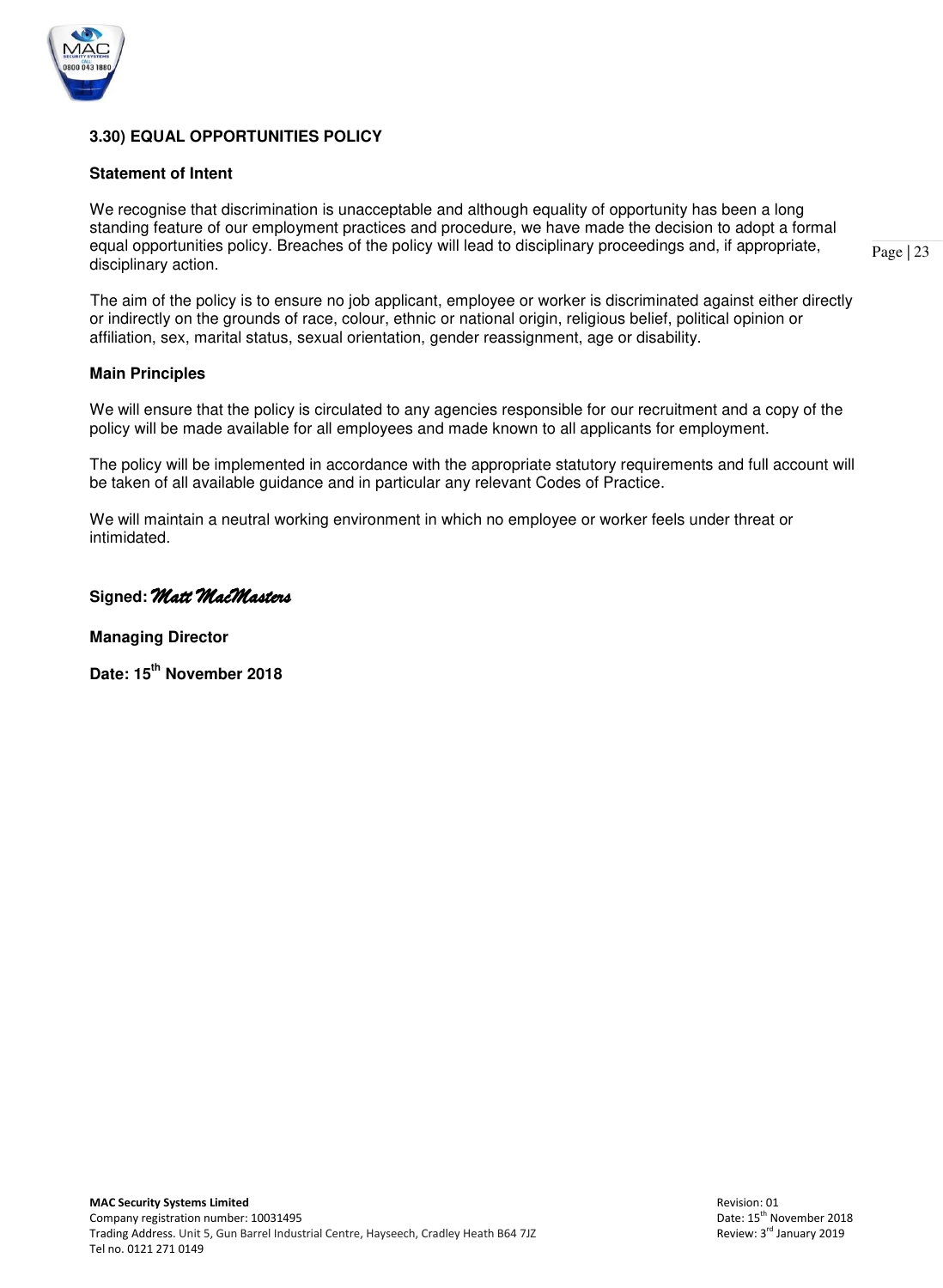## 3.30) EQUAL OPPORTUNITIES POLICY

**Statement of Intent**

We recognise that discrimination is unacceptable and although equality of opportunity has been a long standing feature of our employment practices and procedure, we have made the decision to adopt a formal equal opportunities policy. Breaches of the policy will lead to disciplinary proceedings and, if appropriate, disciplinary action.

The aim of the policy is to ensure no job applicant, employee or worker is discriminated against either directly or indirectly on the grounds of race, colour, ethnic or national origin, religious belief, political opinion or affiliation, sex, marital status, sexual orientation, gender reassignment, age or disability.

**Main Principles**

We will ensure that the policy is circulated to any agencies responsible for our recruitment and a copy of the policy will be made available for all employees and made known to all applicants for employment.

The policy will be implemented in accordance with the appropriate statutory requirements and full account will be taken of all available guidance and in particular any relevant Codes of Practice.

We will maintain a neutral working environment in which no employee or worker feels under threat or intimidated.

**Signed:** *Matt MacMasters*

**Managing Director**

**Date: 15th November 2018**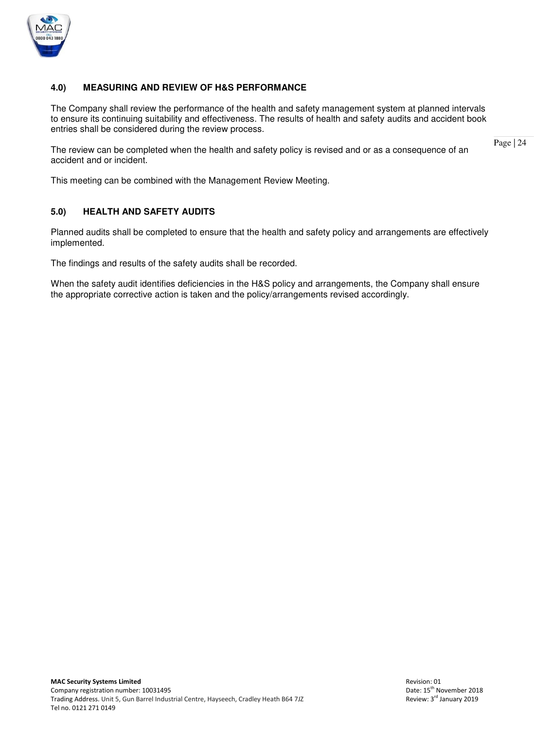## 4.0) MEASURING AND REVIEW OF H&S PERFORMANCE

The Company shall review the performance of the health and safety management system at planned intervals to ensure its continuing suitability and effectiveness. The results of health and safety audits and accident book entries shall be considered during the review process.

The review can be completed when the health and safety policy is revised and or as a consequence of an accident and or incident.

This meeting can be combined with the Management Review Meeting.

## 5.0) HEALTH AND SAFETY AUDITS

Planned audits shall be completed to ensure that the health and safety policy and arrangements are effectively implemented.

The findings and results of the safety audits shall be recorded.

When the safety audit identifies deficiencies in the H&S policy and arrangements, the Company shall ensure the appropriate corrective action is taken and the policy/arrangements revised accordingly.